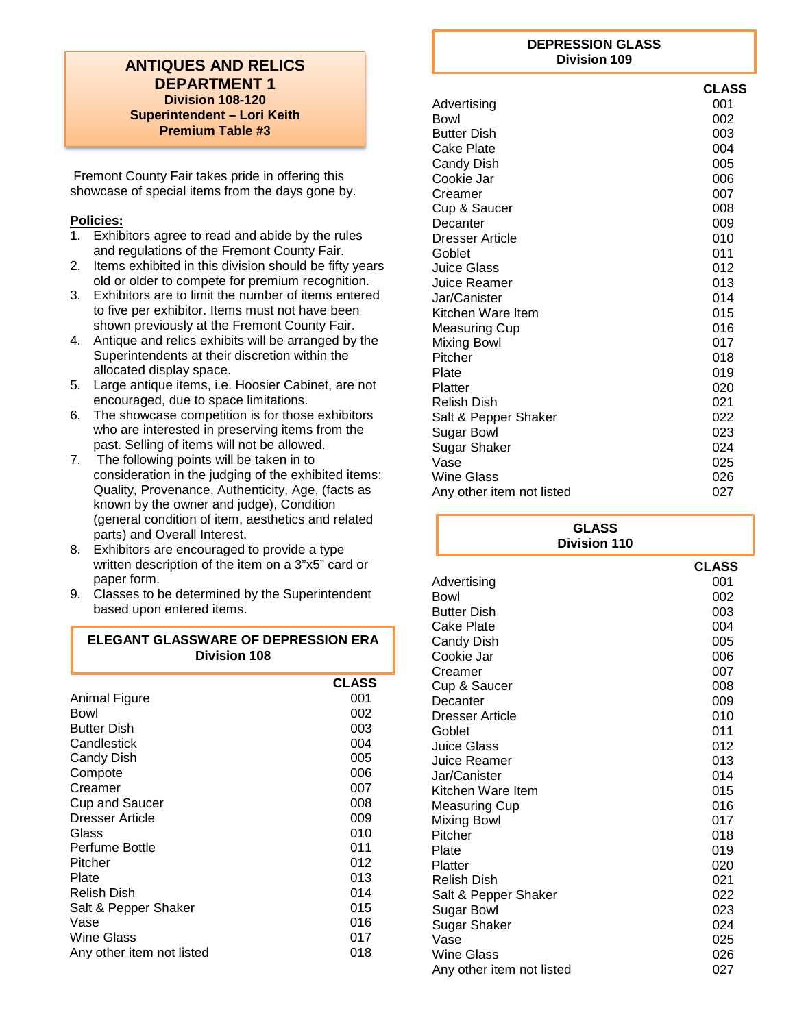# ANTIQUES AND RELICS DEPARTMENT 1

**Division 108-120**
**Superintendent – Lori Keith**
**Premium Table #3**

Fremont County Fair takes pride in offering this showcase of special items from the days gone by.

**Policies:**

1. Exhibitors agree to read and abide by the rules and regulations of the Fremont County Fair.
2. Items exhibited in this division should be fifty years old or older to compete for premium recognition.
3. Exhibitors are to limit the number of items entered to five per exhibitor. Items must not have been shown previously at the Fremont County Fair.
4. Antique and relics exhibits will be arranged by the Superintendents at their discretion within the allocated display space.
5. Large antique items, i.e. Hoosier Cabinet, are not encouraged, due to space limitations.
6. The showcase competition is for those exhibitors who are interested in preserving items from the past. Selling of items will not be allowed.
7. The following points will be taken in to consideration in the judging of the exhibited items: Quality, Provenance, Authenticity, Age, (facts as known by the owner and judge), Condition (general condition of item, aesthetics and related parts) and Overall Interest.
8. Exhibitors are encouraged to provide a type written description of the item on a 3"x5" card or paper form.
9. Classes to be determined by the Superintendent based upon entered items.

## ELEGANT GLASSWARE OF DEPRESSION ERA
**Division 108**

| | CLASS |
|---|---|
| Animal Figure | 001 |
| Bowl | 002 |
| Butter Dish | 003 |
| Candlestick | 004 |
| Candy Dish | 005 |
| Compote | 006 |
| Creamer | 007 |
| Cup and Saucer | 008 |
| Dresser Article | 009 |
| Glass | 010 |
| Perfume Bottle | 011 |
| Pitcher | 012 |
| Plate | 013 |
| Relish Dish | 014 |
| Salt & Pepper Shaker | 015 |
| Vase | 016 |
| Wine Glass | 017 |
| Any other item not listed | 018 |

## DEPRESSION GLASS
**Division 109**

| | CLASS |
|---|---|
| Advertising | 001 |
| Bowl | 002 |
| Butter Dish | 003 |
| Cake Plate | 004 |
| Candy Dish | 005 |
| Cookie Jar | 006 |
| Creamer | 007 |
| Cup & Saucer | 008 |
| Decanter | 009 |
| Dresser Article | 010 |
| Goblet | 011 |
| Juice Glass | 012 |
| Juice Reamer | 013 |
| Jar/Canister | 014 |
| Kitchen Ware Item | 015 |
| Measuring Cup | 016 |
| Mixing Bowl | 017 |
| Pitcher | 018 |
| Plate | 019 |
| Platter | 020 |
| Relish Dish | 021 |
| Salt & Pepper Shaker | 022 |
| Sugar Bowl | 023 |
| Sugar Shaker | 024 |
| Vase | 025 |
| Wine Glass | 026 |
| Any other item not listed | 027 |

## GLASS
**Division 110**

| | CLASS |
|---|---|
| Advertising | 001 |
| Bowl | 002 |
| Butter Dish | 003 |
| Cake Plate | 004 |
| Candy Dish | 005 |
| Cookie Jar | 006 |
| Creamer | 007 |
| Cup & Saucer | 008 |
| Decanter | 009 |
| Dresser Article | 010 |
| Goblet | 011 |
| Juice Glass | 012 |
| Juice Reamer | 013 |
| Jar/Canister | 014 |
| Kitchen Ware Item | 015 |
| Measuring Cup | 016 |
| Mixing Bowl | 017 |
| Pitcher | 018 |
| Plate | 019 |
| Platter | 020 |
| Relish Dish | 021 |
| Salt & Pepper Shaker | 022 |
| Sugar Bowl | 023 |
| Sugar Shaker | 024 |
| Vase | 025 |
| Wine Glass | 026 |
| Any other item not listed | 027 |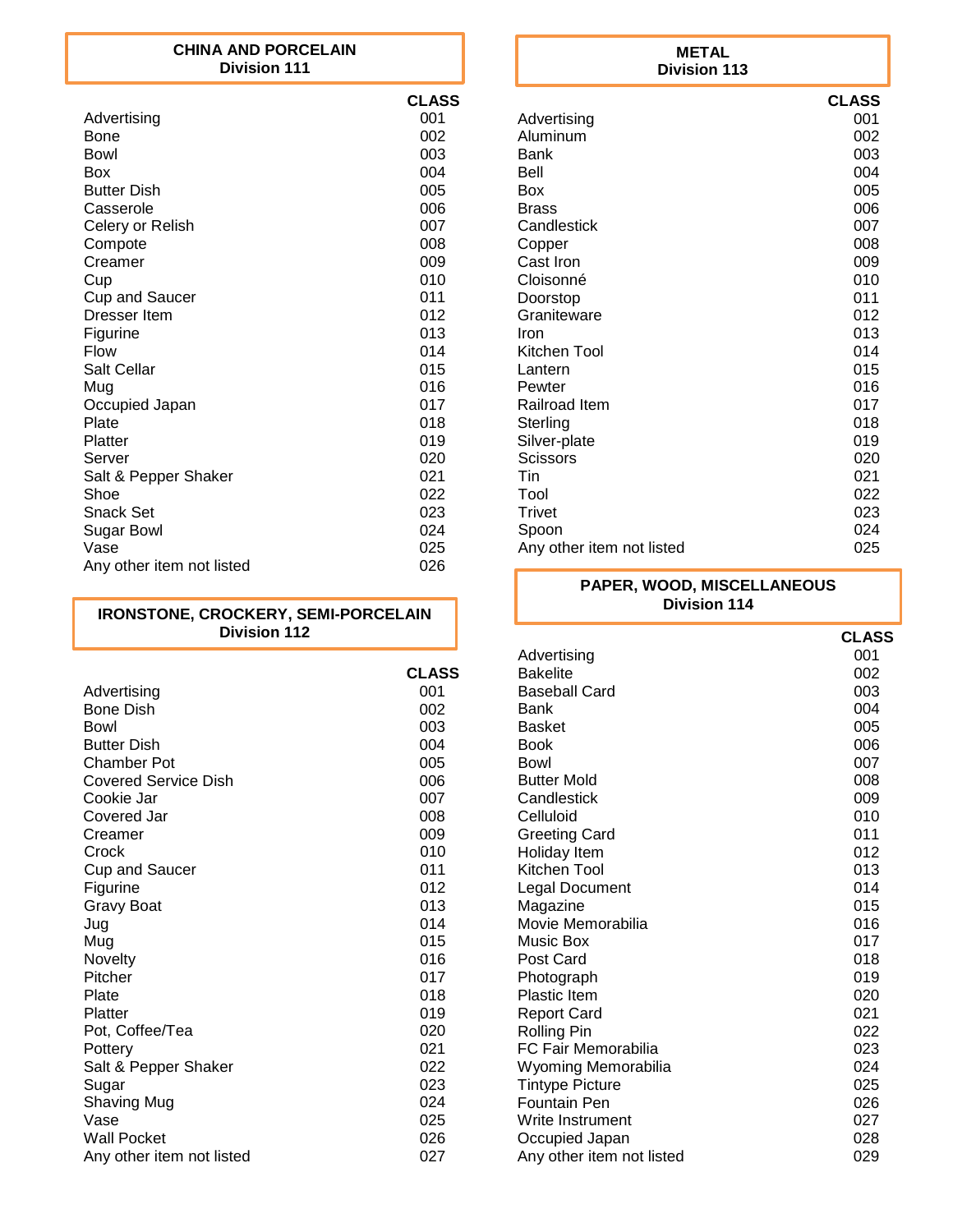## CHINA AND PORCELAIN
### Division 111

| | CLASS |
|---|---|
| Advertising | 001 |
| Bone | 002 |
| Bowl | 003 |
| Box | 004 |
| Butter Dish | 005 |
| Casserole | 006 |
| Celery or Relish | 007 |
| Compote | 008 |
| Creamer | 009 |
| Cup | 010 |
| Cup and Saucer | 011 |
| Dresser Item | 012 |
| Figurine | 013 |
| Flow | 014 |
| Salt Cellar | 015 |
| Mug | 016 |
| Occupied Japan | 017 |
| Plate | 018 |
| Platter | 019 |
| Server | 020 |
| Salt & Pepper Shaker | 021 |
| Shoe | 022 |
| Snack Set | 023 |
| Sugar Bowl | 024 |
| Vase | 025 |
| Any other item not listed | 026 |

## IRONSTONE, CROCKERY, SEMI-PORCELAIN
### Division 112

| | CLASS |
|---|---|
| Advertising | 001 |
| Bone Dish | 002 |
| Bowl | 003 |
| Butter Dish | 004 |
| Chamber Pot | 005 |
| Covered Service Dish | 006 |
| Cookie Jar | 007 |
| Covered Jar | 008 |
| Creamer | 009 |
| Crock | 010 |
| Cup and Saucer | 011 |
| Figurine | 012 |
| Gravy Boat | 013 |
| Jug | 014 |
| Mug | 015 |
| Novelty | 016 |
| Pitcher | 017 |
| Plate | 018 |
| Platter | 019 |
| Pot, Coffee/Tea | 020 |
| Pottery | 021 |
| Salt & Pepper Shaker | 022 |
| Sugar | 023 |
| Shaving Mug | 024 |
| Vase | 025 |
| Wall Pocket | 026 |
| Any other item not listed | 027 |

## METAL
### Division 113

| | CLASS |
|---|---|
| Advertising | 001 |
| Aluminum | 002 |
| Bank | 003 |
| Bell | 004 |
| Box | 005 |
| Brass | 006 |
| Candlestick | 007 |
| Copper | 008 |
| Cast Iron | 009 |
| Cloisonné | 010 |
| Doorstop | 011 |
| Graniteware | 012 |
| Iron | 013 |
| Kitchen Tool | 014 |
| Lantern | 015 |
| Pewter | 016 |
| Railroad Item | 017 |
| Sterling | 018 |
| Silver-plate | 019 |
| Scissors | 020 |
| Tin | 021 |
| Tool | 022 |
| Trivet | 023 |
| Spoon | 024 |
| Any other item not listed | 025 |

## PAPER, WOOD, MISCELLANEOUS
### Division 114

| | CLASS |
|---|---|
| Advertising | 001 |
| Bakelite | 002 |
| Baseball Card | 003 |
| Bank | 004 |
| Basket | 005 |
| Book | 006 |
| Bowl | 007 |
| Butter Mold | 008 |
| Candlestick | 009 |
| Celluloid | 010 |
| Greeting Card | 011 |
| Holiday Item | 012 |
| Kitchen Tool | 013 |
| Legal Document | 014 |
| Magazine | 015 |
| Movie Memorabilia | 016 |
| Music Box | 017 |
| Post Card | 018 |
| Photograph | 019 |
| Plastic Item | 020 |
| Report Card | 021 |
| Rolling Pin | 022 |
| FC Fair Memorabilia | 023 |
| Wyoming Memorabilia | 024 |
| Tintype Picture | 025 |
| Fountain Pen | 026 |
| Write Instrument | 027 |
| Occupied Japan | 028 |
| Any other item not listed | 029 |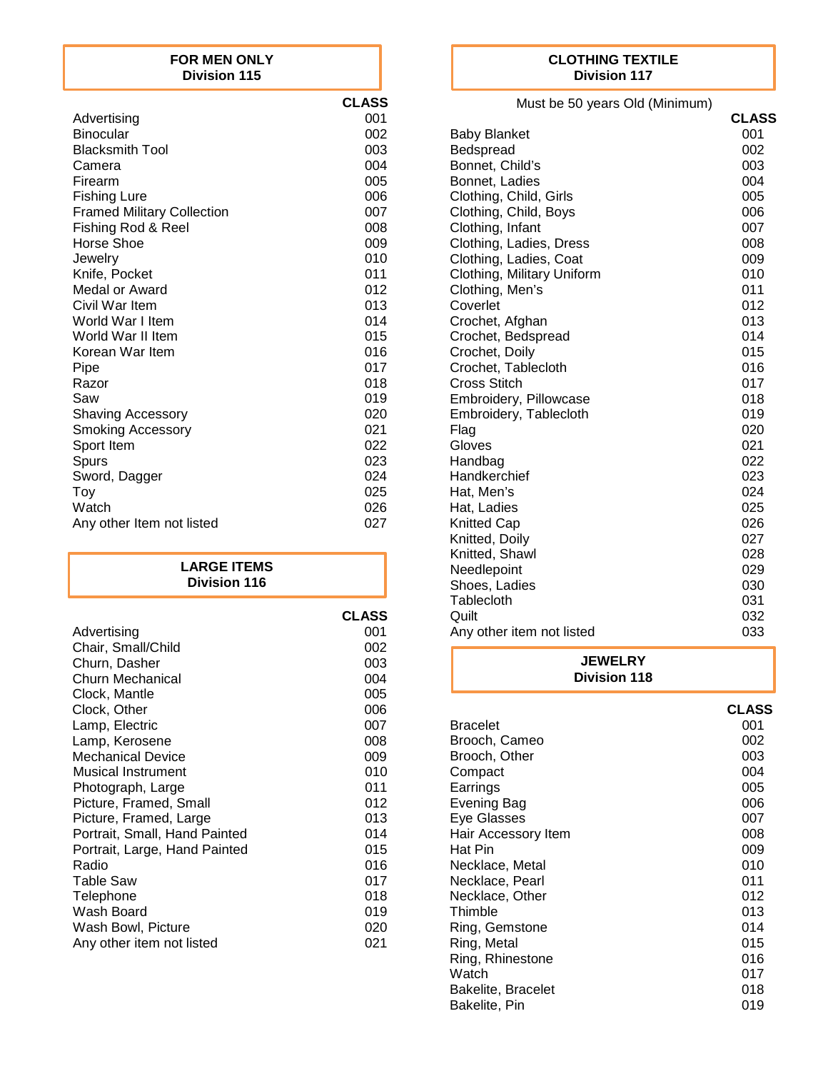## FOR MEN ONLY
## Division 115

| | CLASS |
|---|---|
| Advertising | 001 |
| Binocular | 002 |
| Blacksmith Tool | 003 |
| Camera | 004 |
| Firearm | 005 |
| Fishing Lure | 006 |
| Framed Military Collection | 007 |
| Fishing Rod & Reel | 008 |
| Horse Shoe | 009 |
| Jewelry | 010 |
| Knife, Pocket | 011 |
| Medal or Award | 012 |
| Civil War Item | 013 |
| World War I Item | 014 |
| World War II Item | 015 |
| Korean War Item | 016 |
| Pipe | 017 |
| Razor | 018 |
| Saw | 019 |
| Shaving Accessory | 020 |
| Smoking Accessory | 021 |
| Sport Item | 022 |
| Spurs | 023 |
| Sword, Dagger | 024 |
| Toy | 025 |
| Watch | 026 |
| Any other Item not listed | 027 |

## LARGE ITEMS
## Division 116

| | CLASS |
|---|---|
| Advertising | 001 |
| Chair, Small/Child | 002 |
| Churn, Dasher | 003 |
| Churn Mechanical | 004 |
| Clock, Mantle | 005 |
| Clock, Other | 006 |
| Lamp, Electric | 007 |
| Lamp, Kerosene | 008 |
| Mechanical Device | 009 |
| Musical Instrument | 010 |
| Photograph, Large | 011 |
| Picture, Framed, Small | 012 |
| Picture, Framed, Large | 013 |
| Portrait, Small, Hand Painted | 014 |
| Portrait, Large, Hand Painted | 015 |
| Radio | 016 |
| Table Saw | 017 |
| Telephone | 018 |
| Wash Board | 019 |
| Wash Bowl, Picture | 020 |
| Any other item not listed | 021 |

## CLOTHING TEXTILE
## Division 117

Must be 50 years Old (Minimum)

| | CLASS |
|---|---|
| Baby Blanket | 001 |
| Bedspread | 002 |
| Bonnet, Child's | 003 |
| Bonnet, Ladies | 004 |
| Clothing, Child, Girls | 005 |
| Clothing, Child, Boys | 006 |
| Clothing, Infant | 007 |
| Clothing, Ladies, Dress | 008 |
| Clothing, Ladies, Coat | 009 |
| Clothing, Military Uniform | 010 |
| Clothing, Men's | 011 |
| Coverlet | 012 |
| Crochet, Afghan | 013 |
| Crochet, Bedspread | 014 |
| Crochet, Doily | 015 |
| Crochet, Tablecloth | 016 |
| Cross Stitch | 017 |
| Embroidery, Pillowcase | 018 |
| Embroidery, Tablecloth | 019 |
| Flag | 020 |
| Gloves | 021 |
| Handbag | 022 |
| Handkerchief | 023 |
| Hat, Men's | 024 |
| Hat, Ladies | 025 |
| Knitted Cap | 026 |
| Knitted, Doily | 027 |
| Knitted, Shawl | 028 |
| Needlepoint | 029 |
| Shoes, Ladies | 030 |
| Tablecloth | 031 |
| Quilt | 032 |
| Any other item not listed | 033 |

## JEWELRY
## Division 118

| | CLASS |
|---|---|
| Bracelet | 001 |
| Brooch, Cameo | 002 |
| Brooch, Other | 003 |
| Compact | 004 |
| Earrings | 005 |
| Evening Bag | 006 |
| Eye Glasses | 007 |
| Hair Accessory Item | 008 |
| Hat Pin | 009 |
| Necklace, Metal | 010 |
| Necklace, Pearl | 011 |
| Necklace, Other | 012 |
| Thimble | 013 |
| Ring, Gemstone | 014 |
| Ring, Metal | 015 |
| Ring, Rhinestone | 016 |
| Watch | 017 |
| Bakelite, Bracelet | 018 |
| Bakelite, Pin | 019 |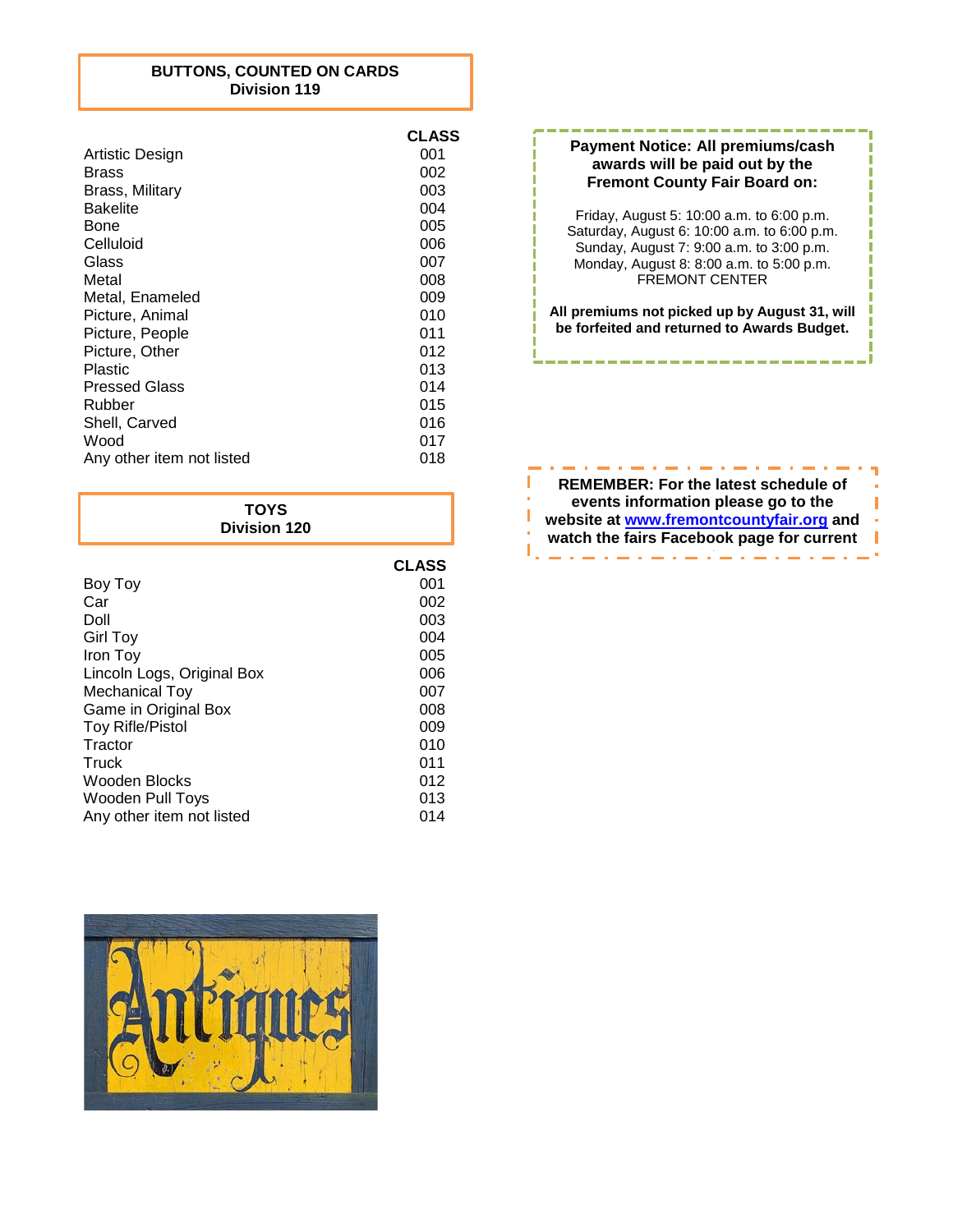## BUTTONS, COUNTED ON CARDS
## Division 119

| | CLASS |
|---|---|
| Artistic Design | 001 |
| Brass | 002 |
| Brass, Military | 003 |
| Bakelite | 004 |
| Bone | 005 |
| Celluloid | 006 |
| Glass | 007 |
| Metal | 008 |
| Metal, Enameled | 009 |
| Picture, Animal | 010 |
| Picture, People | 011 |
| Picture, Other | 012 |
| Plastic | 013 |
| Pressed Glass | 014 |
| Rubber | 015 |
| Shell, Carved | 016 |
| Wood | 017 |
| Any other item not listed | 018 |

## TOYS
## Division 120

| | CLASS |
|---|---|
| Boy Toy | 001 |
| Car | 002 |
| Doll | 003 |
| Girl Toy | 004 |
| Iron Toy | 005 |
| Lincoln Logs, Original Box | 006 |
| Mechanical Toy | 007 |
| Game in Original Box | 008 |
| Toy Rifle/Pistol | 009 |
| Tractor | 010 |
| Truck | 011 |
| Wooden Blocks | 012 |
| Wooden Pull Toys | 013 |
| Any other item not listed | 014 |

**Payment Notice: All premiums/cash awards will be paid out by the Fremont County Fair Board on:**

Friday, August 5: 10:00 a.m. to 6:00 p.m.
Saturday, August 6: 10:00 a.m. to 6:00 p.m.
Sunday, August 7: 9:00 a.m. to 3:00 p.m.
Monday, August 8: 8:00 a.m. to 5:00 p.m.
FREMONT CENTER

**All premiums not picked up by August 31, will be forfeited and returned to Awards Budget.**

**REMEMBER: For the latest schedule of events information please go to the website at www.fremontcountyfair.org and watch the fairs Facebook page for current**